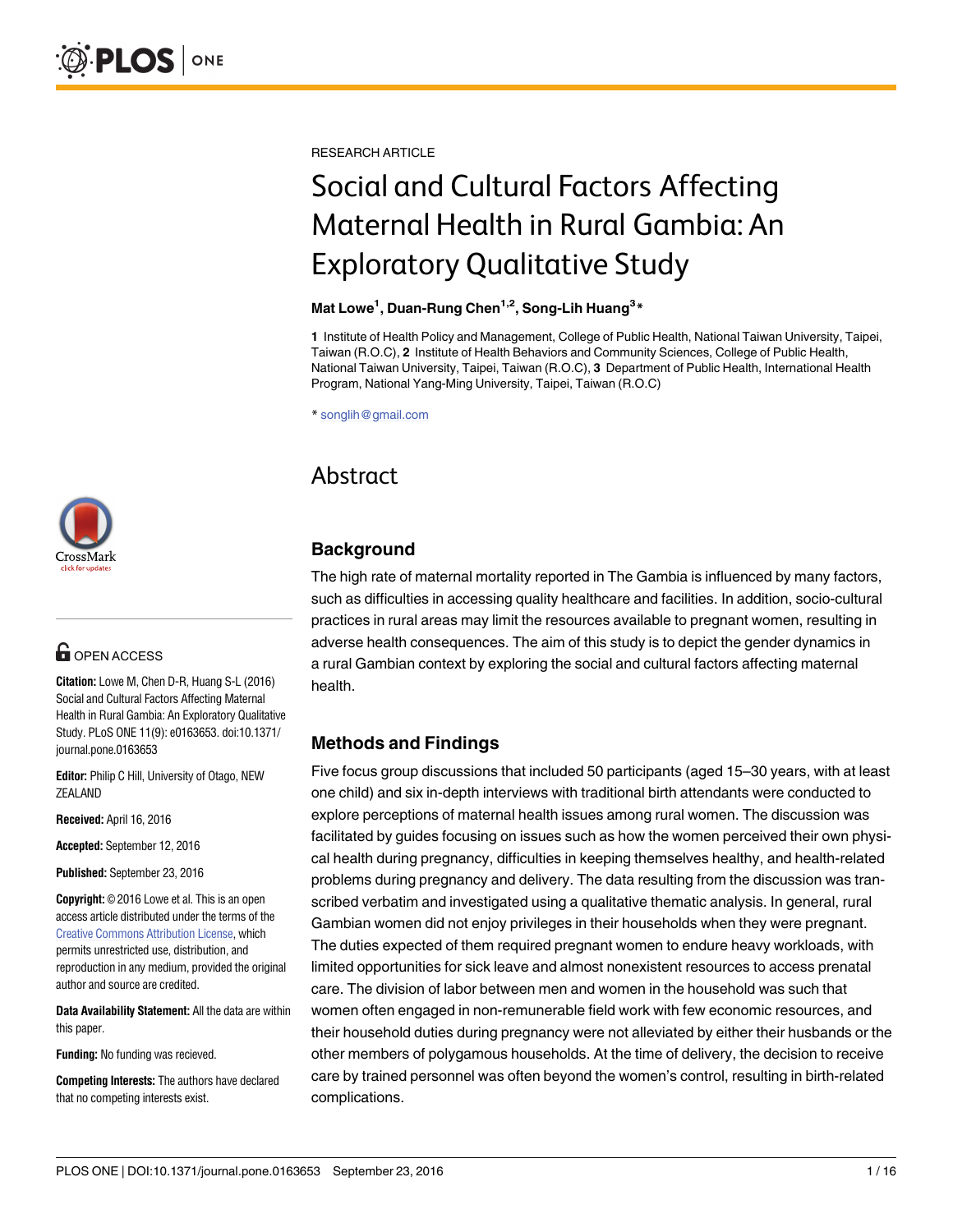RESEARCH ARTICLE

# Social and Cultural Factors Affecting Maternal Health in Rural Gambia: An Exploratory Qualitative Study

**Mat Lowe[1], Duan-Rung Chen[1,2], Song-Lih Huang[3]***

**1** Institute of Health Policy and Management, College of Public Health, National Taiwan University, Taipei, Taiwan (R.O.C), **2** Institute of Health Behaviors and Community Sciences, College of Public Health, National Taiwan University, Taipei, Taiwan (R.O.C), **3** Department of Public Health, International Health Program, National Yang-Ming University, Taipei, Taiwan (R.O.C)

* songlih@gmail.com

OPEN ACCESS

**Citation:** Lowe M, Chen D-R, Huang S-L (2016) Social and Cultural Factors Affecting Maternal Health in Rural Gambia: An Exploratory Qualitative Study. PLoS ONE 11(9): e0163653. doi:10.1371/journal.pone.0163653

**Editor:** Philip C Hill, University of Otago, NEW ZEALAND

**Received:** April 16, 2016

**Accepted:** September 12, 2016

**Published:** September 23, 2016

**Copyright:** © 2016 Lowe et al. This is an open access article distributed under the terms of the Creative Commons Attribution License, which permits unrestricted use, distribution, and reproduction in any medium, provided the original author and source are credited.

**Data Availability Statement:** All the data are within this paper.

**Funding:** No funding was recieved.

**Competing Interests:** The authors have declared that no competing interests exist.

## Abstract

### Background

The high rate of maternal mortality reported in The Gambia is influenced by many factors, such as difficulties in accessing quality healthcare and facilities. In addition, socio-cultural practices in rural areas may limit the resources available to pregnant women, resulting in adverse health consequences. The aim of this study is to depict the gender dynamics in a rural Gambian context by exploring the social and cultural factors affecting maternal health.

### Methods and Findings

Five focus group discussions that included 50 participants (aged 15–30 years, with at least one child) and six in-depth interviews with traditional birth attendants were conducted to explore perceptions of maternal health issues among rural women. The discussion was facilitated by guides focusing on issues such as how the women perceived their own physical health during pregnancy, difficulties in keeping themselves healthy, and health-related problems during pregnancy and delivery. The data resulting from the discussion was transcribed verbatim and investigated using a qualitative thematic analysis. In general, rural Gambian women did not enjoy privileges in their households when they were pregnant. The duties expected of them required pregnant women to endure heavy workloads, with limited opportunities for sick leave and almost nonexistent resources to access prenatal care. The division of labor between men and women in the household was such that women often engaged in non-remunerable field work with few economic resources, and their household duties during pregnancy were not alleviated by either their husbands or the other members of polygamous households. At the time of delivery, the decision to receive care by trained personnel was often beyond the women's control, resulting in birth-related complications.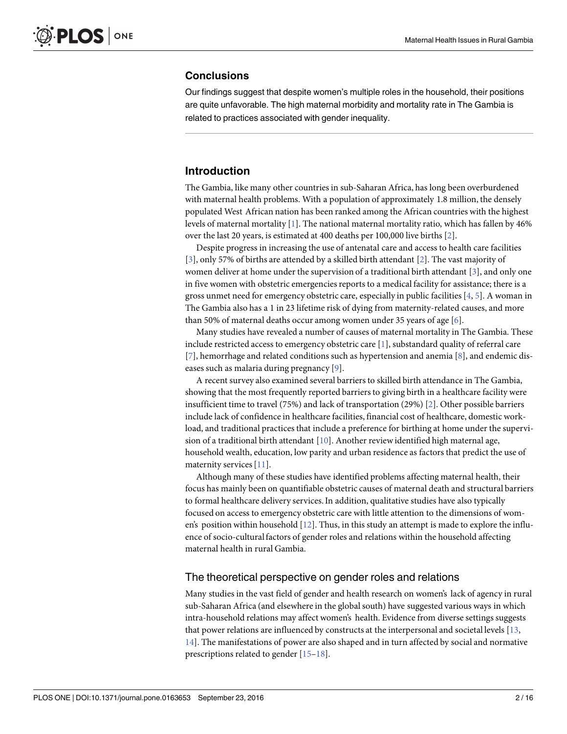## Conclusions

Our findings suggest that despite women's multiple roles in the household, their positions are quite unfavorable. The high maternal morbidity and mortality rate in The Gambia is related to practices associated with gender inequality.

## Introduction

The Gambia, like many other countries in sub-Saharan Africa, has long been overburdened with maternal health problems. With a population of approximately 1.8 million, the densely populated West African nation has been ranked among the African countries with the highest levels of maternal mortality [1]. The national maternal mortality ratio, which has fallen by 46% over the last 20 years, is estimated at 400 deaths per 100,000 live births [2].

Despite progress in increasing the use of antenatal care and access to health care facilities [3], only 57% of births are attended by a skilled birth attendant [2]. The vast majority of women deliver at home under the supervision of a traditional birth attendant [3], and only one in five women with obstetric emergencies reports to a medical facility for assistance; there is a gross unmet need for emergency obstetric care, especially in public facilities [4, 5]. A woman in The Gambia also has a 1 in 23 lifetime risk of dying from maternity-related causes, and more than 50% of maternal deaths occur among women under 35 years of age [6].

Many studies have revealed a number of causes of maternal mortality in The Gambia. These include restricted access to emergency obstetric care [1], substandard quality of referral care [7], hemorrhage and related conditions such as hypertension and anemia [8], and endemic diseases such as malaria during pregnancy [9].

A recent survey also examined several barriers to skilled birth attendance in The Gambia, showing that the most frequently reported barriers to giving birth in a healthcare facility were insufficient time to travel (75%) and lack of transportation (29%) [2]. Other possible barriers include lack of confidence in healthcare facilities, financial cost of healthcare, domestic workload, and traditional practices that include a preference for birthing at home under the supervision of a traditional birth attendant [10]. Another review identified high maternal age, household wealth, education, low parity and urban residence as factors that predict the use of maternity services [11].

Although many of these studies have identified problems affecting maternal health, their focus has mainly been on quantifiable obstetric causes of maternal death and structural barriers to formal healthcare delivery services. In addition, qualitative studies have also typically focused on access to emergency obstetric care with little attention to the dimensions of women's position within household [12]. Thus, in this study an attempt is made to explore the influence of socio-cultural factors of gender roles and relations within the household affecting maternal health in rural Gambia.

### The theoretical perspective on gender roles and relations

Many studies in the vast field of gender and health research on women's lack of agency in rural sub-Saharan Africa (and elsewhere in the global south) have suggested various ways in which intra-household relations may affect women's health. Evidence from diverse settings suggests that power relations are influenced by constructs at the interpersonal and societal levels [13, 14]. The manifestations of power are also shaped and in turn affected by social and normative prescriptions related to gender [15–18].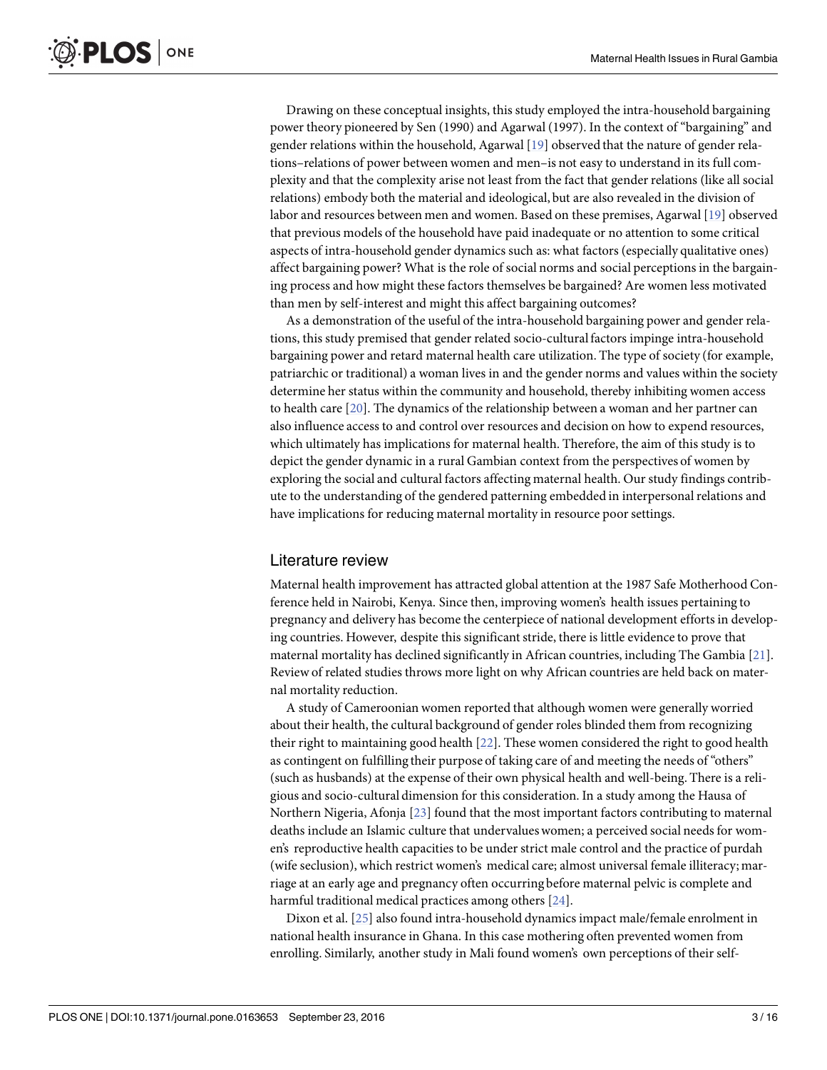Drawing on these conceptual insights, this study employed the intra-household bargaining power theory pioneered by Sen (1990) and Agarwal (1997). In the context of "bargaining" and gender relations within the household, Agarwal [19] observed that the nature of gender relations–relations of power between women and men–is not easy to understand in its full complexity and that the complexity arise not least from the fact that gender relations (like all social relations) embody both the material and ideological, but are also revealed in the division of labor and resources between men and women. Based on these premises, Agarwal [19] observed that previous models of the household have paid inadequate or no attention to some critical aspects of intra-household gender dynamics such as: what factors (especially qualitative ones) affect bargaining power? What is the role of social norms and social perceptions in the bargaining process and how might these factors themselves be bargained? Are women less motivated than men by self-interest and might this affect bargaining outcomes?

As a demonstration of the useful of the intra-household bargaining power and gender relations, this study premised that gender related socio-cultural factors impinge intra-household bargaining power and retard maternal health care utilization. The type of society (for example, patriarchic or traditional) a woman lives in and the gender norms and values within the society determine her status within the community and household, thereby inhibiting women access to health care [20]. The dynamics of the relationship between a woman and her partner can also influence access to and control over resources and decision on how to expend resources, which ultimately has implications for maternal health. Therefore, the aim of this study is to depict the gender dynamic in a rural Gambian context from the perspectives of women by exploring the social and cultural factors affecting maternal health. Our study findings contribute to the understanding of the gendered patterning embedded in interpersonal relations and have implications for reducing maternal mortality in resource poor settings.

## Literature review

Maternal health improvement has attracted global attention at the 1987 Safe Motherhood Conference held in Nairobi, Kenya. Since then, improving women's health issues pertaining to pregnancy and delivery has become the centerpiece of national development efforts in developing countries. However, despite this significant stride, there is little evidence to prove that maternal mortality has declined significantly in African countries, including The Gambia [21]. Review of related studies throws more light on why African countries are held back on maternal mortality reduction.

A study of Cameroonian women reported that although women were generally worried about their health, the cultural background of gender roles blinded them from recognizing their right to maintaining good health [22]. These women considered the right to good health as contingent on fulfilling their purpose of taking care of and meeting the needs of "others" (such as husbands) at the expense of their own physical health and well-being. There is a religious and socio-cultural dimension for this consideration. In a study among the Hausa of Northern Nigeria, Afonja [23] found that the most important factors contributing to maternal deaths include an Islamic culture that undervalues women; a perceived social needs for women's reproductive health capacities to be under strict male control and the practice of purdah (wife seclusion), which restrict women's medical care; almost universal female illiteracy; marriage at an early age and pregnancy often occurring before maternal pelvic is complete and harmful traditional medical practices among others [24].

Dixon et al. [25] also found intra-household dynamics impact male/female enrolment in national health insurance in Ghana. In this case mothering often prevented women from enrolling. Similarly, another study in Mali found women's own perceptions of their self-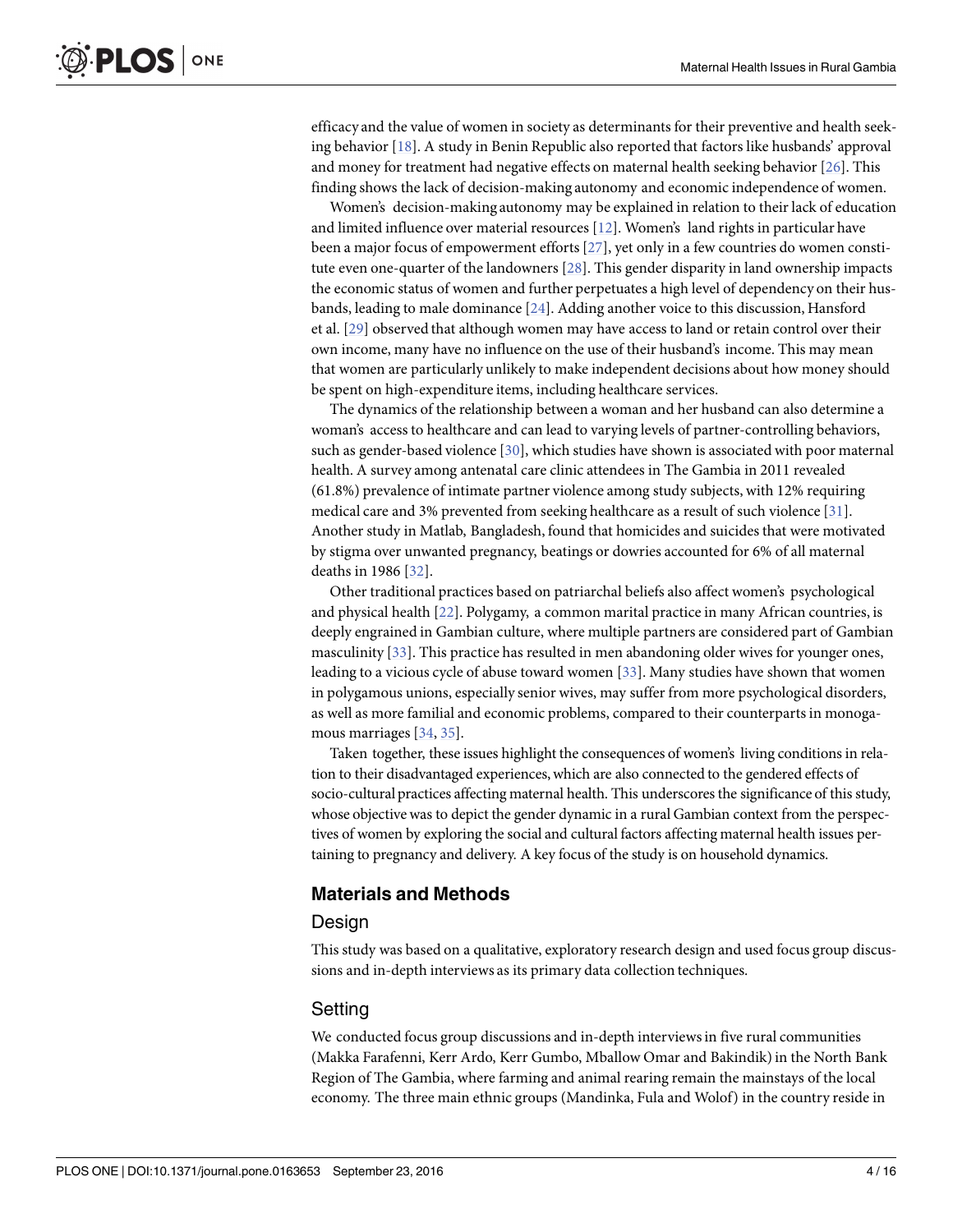efficacy and the value of women in society as determinants for their preventive and health seeking behavior [18]. A study in Benin Republic also reported that factors like husbands' approval and money for treatment had negative effects on maternal health seeking behavior [26]. This finding shows the lack of decision-making autonomy and economic independence of women.

Women's decision-making autonomy may be explained in relation to their lack of education and limited influence over material resources [12]. Women's land rights in particular have been a major focus of empowerment efforts [27], yet only in a few countries do women constitute even one-quarter of the landowners [28]. This gender disparity in land ownership impacts the economic status of women and further perpetuates a high level of dependency on their husbands, leading to male dominance [24]. Adding another voice to this discussion, Hansford et al. [29] observed that although women may have access to land or retain control over their own income, many have no influence on the use of their husband's income. This may mean that women are particularly unlikely to make independent decisions about how money should be spent on high-expenditure items, including healthcare services.

The dynamics of the relationship between a woman and her husband can also determine a woman's access to healthcare and can lead to varying levels of partner-controlling behaviors, such as gender-based violence [30], which studies have shown is associated with poor maternal health. A survey among antenatal care clinic attendees in The Gambia in 2011 revealed (61.8%) prevalence of intimate partner violence among study subjects, with 12% requiring medical care and 3% prevented from seeking healthcare as a result of such violence [31]. Another study in Matlab, Bangladesh, found that homicides and suicides that were motivated by stigma over unwanted pregnancy, beatings or dowries accounted for 6% of all maternal deaths in 1986 [32].

Other traditional practices based on patriarchal beliefs also affect women's psychological and physical health [22]. Polygamy, a common marital practice in many African countries, is deeply engrained in Gambian culture, where multiple partners are considered part of Gambian masculinity [33]. This practice has resulted in men abandoning older wives for younger ones, leading to a vicious cycle of abuse toward women [33]. Many studies have shown that women in polygamous unions, especially senior wives, may suffer from more psychological disorders, as well as more familial and economic problems, compared to their counterparts in monogamous marriages [34, 35].

Taken together, these issues highlight the consequences of women's living conditions in relation to their disadvantaged experiences, which are also connected to the gendered effects of socio-cultural practices affecting maternal health. This underscores the significance of this study, whose objective was to depict the gender dynamic in a rural Gambian context from the perspectives of women by exploring the social and cultural factors affecting maternal health issues pertaining to pregnancy and delivery. A key focus of the study is on household dynamics.

## Materials and Methods

### Design

This study was based on a qualitative, exploratory research design and used focus group discussions and in-depth interviews as its primary data collection techniques.

### Setting

We conducted focus group discussions and in-depth interviews in five rural communities (Makka Farafenni, Kerr Ardo, Kerr Gumbo, Mballow Omar and Bakindik) in the North Bank Region of The Gambia, where farming and animal rearing remain the mainstays of the local economy. The three main ethnic groups (Mandinka, Fula and Wolof) in the country reside in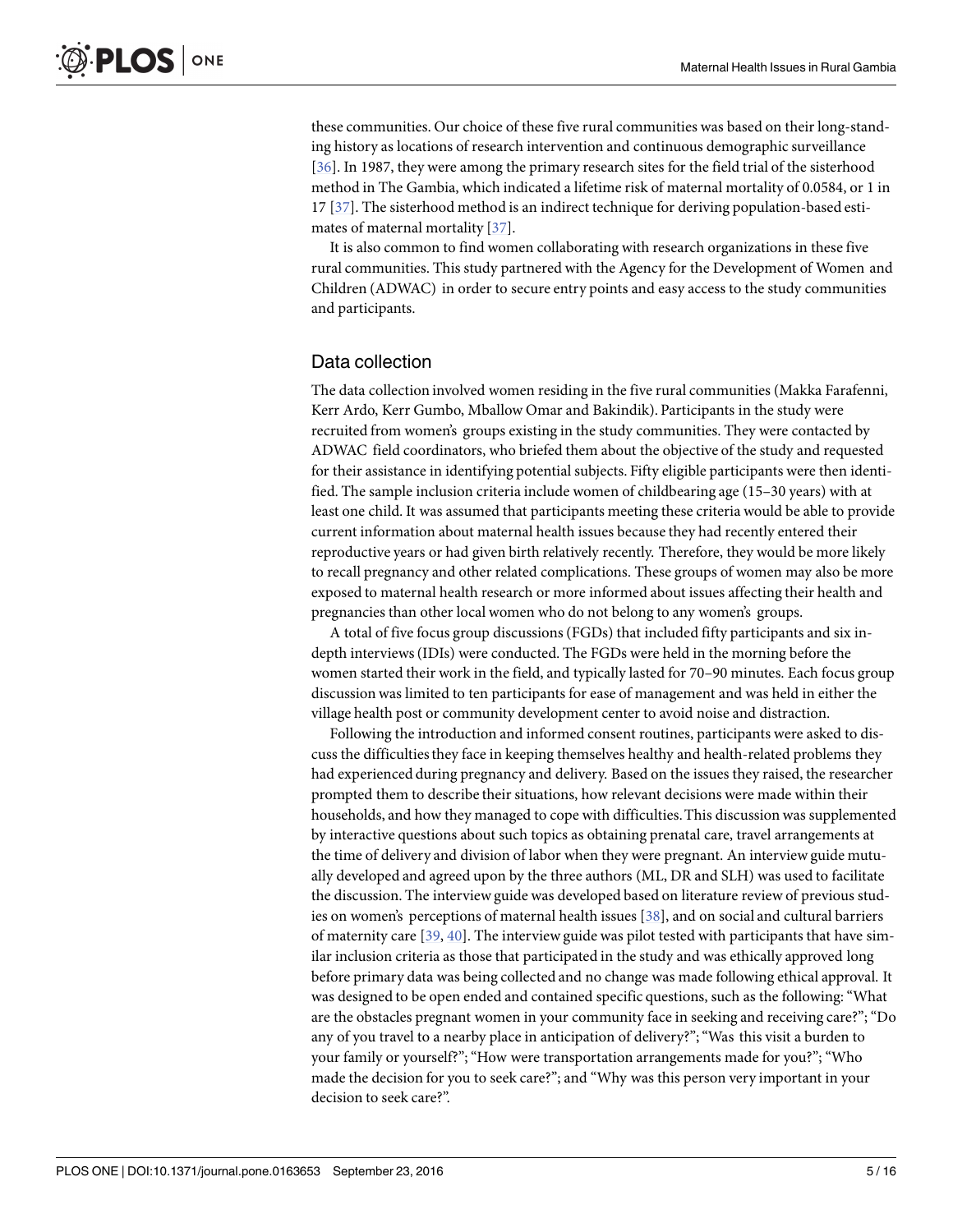these communities. Our choice of these five rural communities was based on their long-standing history as locations of research intervention and continuous demographic surveillance [36]. In 1987, they were among the primary research sites for the field trial of the sisterhood method in The Gambia, which indicated a lifetime risk of maternal mortality of 0.0584, or 1 in 17 [37]. The sisterhood method is an indirect technique for deriving population-based estimates of maternal mortality [37].

It is also common to find women collaborating with research organizations in these five rural communities. This study partnered with the Agency for the Development of Women and Children (ADWAC) in order to secure entry points and easy access to the study communities and participants.

## Data collection

The data collection involved women residing in the five rural communities (Makka Farafenni, Kerr Ardo, Kerr Gumbo, Mballow Omar and Bakindik). Participants in the study were recruited from women's groups existing in the study communities. They were contacted by ADWAC field coordinators, who briefed them about the objective of the study and requested for their assistance in identifying potential subjects. Fifty eligible participants were then identified. The sample inclusion criteria include women of childbearing age (15–30 years) with at least one child. It was assumed that participants meeting these criteria would be able to provide current information about maternal health issues because they had recently entered their reproductive years or had given birth relatively recently. Therefore, they would be more likely to recall pregnancy and other related complications. These groups of women may also be more exposed to maternal health research or more informed about issues affecting their health and pregnancies than other local women who do not belong to any women's groups.

A total of five focus group discussions (FGDs) that included fifty participants and six in-depth interviews (IDIs) were conducted. The FGDs were held in the morning before the women started their work in the field, and typically lasted for 70–90 minutes. Each focus group discussion was limited to ten participants for ease of management and was held in either the village health post or community development center to avoid noise and distraction.

Following the introduction and informed consent routines, participants were asked to discuss the difficulties they face in keeping themselves healthy and health-related problems they had experienced during pregnancy and delivery. Based on the issues they raised, the researcher prompted them to describe their situations, how relevant decisions were made within their households, and how they managed to cope with difficulties. This discussion was supplemented by interactive questions about such topics as obtaining prenatal care, travel arrangements at the time of delivery and division of labor when they were pregnant. An interview guide mutually developed and agreed upon by the three authors (ML, DR and SLH) was used to facilitate the discussion. The interview guide was developed based on literature review of previous studies on women's perceptions of maternal health issues [38], and on social and cultural barriers of maternity care [39, 40]. The interview guide was pilot tested with participants that have similar inclusion criteria as those that participated in the study and was ethically approved long before primary data was being collected and no change was made following ethical approval. It was designed to be open ended and contained specific questions, such as the following: "What are the obstacles pregnant women in your community face in seeking and receiving care?"; "Do any of you travel to a nearby place in anticipation of delivery?"; "Was this visit a burden to your family or yourself?"; "How were transportation arrangements made for you?"; "Who made the decision for you to seek care?"; and "Why was this person very important in your decision to seek care?".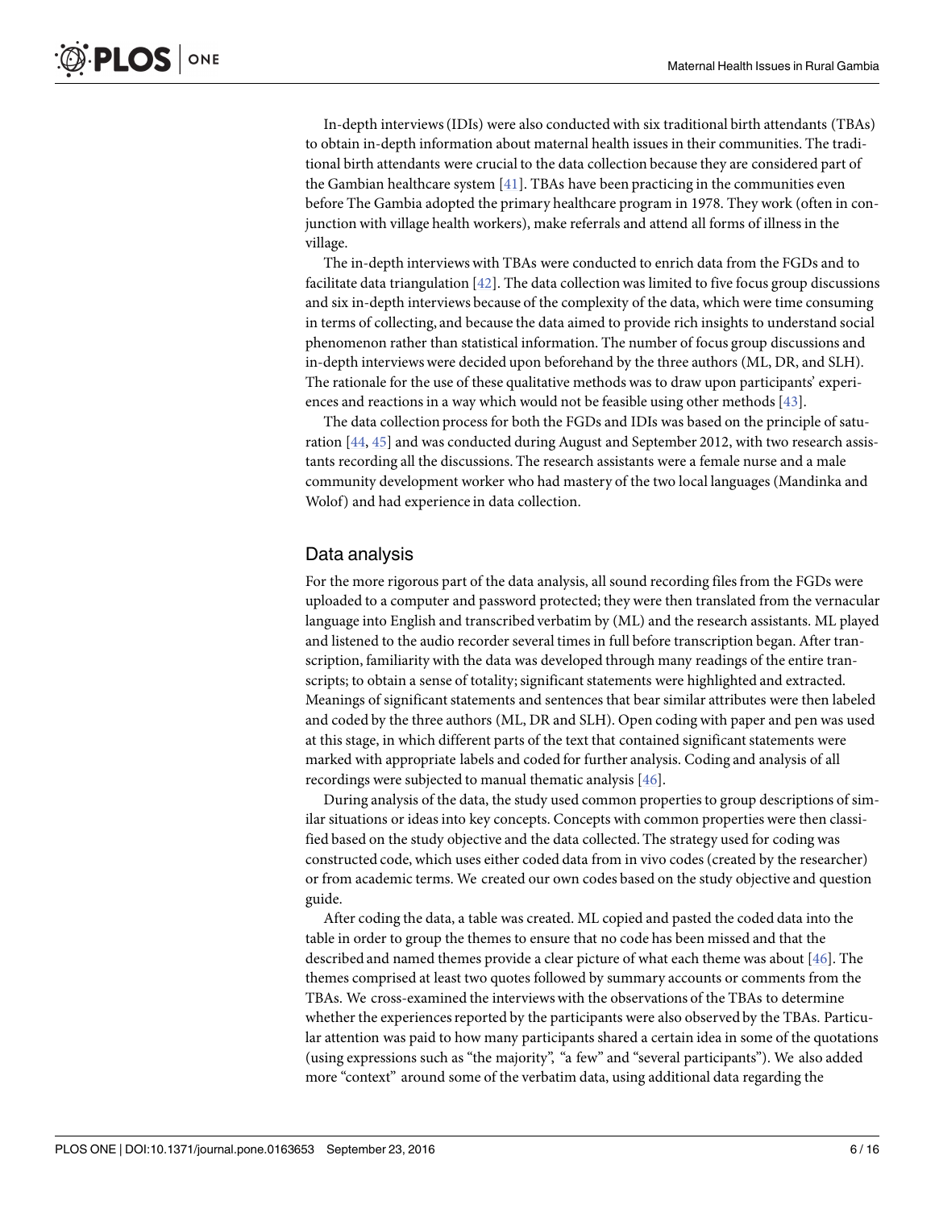In-depth interviews (IDIs) were also conducted with six traditional birth attendants (TBAs) to obtain in-depth information about maternal health issues in their communities. The traditional birth attendants were crucial to the data collection because they are considered part of the Gambian healthcare system [41]. TBAs have been practicing in the communities even before The Gambia adopted the primary healthcare program in 1978. They work (often in conjunction with village health workers), make referrals and attend all forms of illness in the village.

The in-depth interviews with TBAs were conducted to enrich data from the FGDs and to facilitate data triangulation [42]. The data collection was limited to five focus group discussions and six in-depth interviews because of the complexity of the data, which were time consuming in terms of collecting, and because the data aimed to provide rich insights to understand social phenomenon rather than statistical information. The number of focus group discussions and in-depth interviews were decided upon beforehand by the three authors (ML, DR, and SLH). The rationale for the use of these qualitative methods was to draw upon participants' experiences and reactions in a way which would not be feasible using other methods [43].

The data collection process for both the FGDs and IDIs was based on the principle of saturation [44, 45] and was conducted during August and September 2012, with two research assistants recording all the discussions. The research assistants were a female nurse and a male community development worker who had mastery of the two local languages (Mandinka and Wolof) and had experience in data collection.

## Data analysis

For the more rigorous part of the data analysis, all sound recording files from the FGDs were uploaded to a computer and password protected; they were then translated from the vernacular language into English and transcribed verbatim by (ML) and the research assistants. ML played and listened to the audio recorder several times in full before transcription began. After transcription, familiarity with the data was developed through many readings of the entire transcripts; to obtain a sense of totality; significant statements were highlighted and extracted. Meanings of significant statements and sentences that bear similar attributes were then labeled and coded by the three authors (ML, DR and SLH). Open coding with paper and pen was used at this stage, in which different parts of the text that contained significant statements were marked with appropriate labels and coded for further analysis. Coding and analysis of all recordings were subjected to manual thematic analysis [46].

During analysis of the data, the study used common properties to group descriptions of similar situations or ideas into key concepts. Concepts with common properties were then classified based on the study objective and the data collected. The strategy used for coding was constructed code, which uses either coded data from in vivo codes (created by the researcher) or from academic terms. We created our own codes based on the study objective and question guide.

After coding the data, a table was created. ML copied and pasted the coded data into the table in order to group the themes to ensure that no code has been missed and that the described and named themes provide a clear picture of what each theme was about [46]. The themes comprised at least two quotes followed by summary accounts or comments from the TBAs. We cross-examined the interviews with the observations of the TBAs to determine whether the experiences reported by the participants were also observed by the TBAs. Particular attention was paid to how many participants shared a certain idea in some of the quotations (using expressions such as "the majority", "a few" and "several participants"). We also added more "context" around some of the verbatim data, using additional data regarding the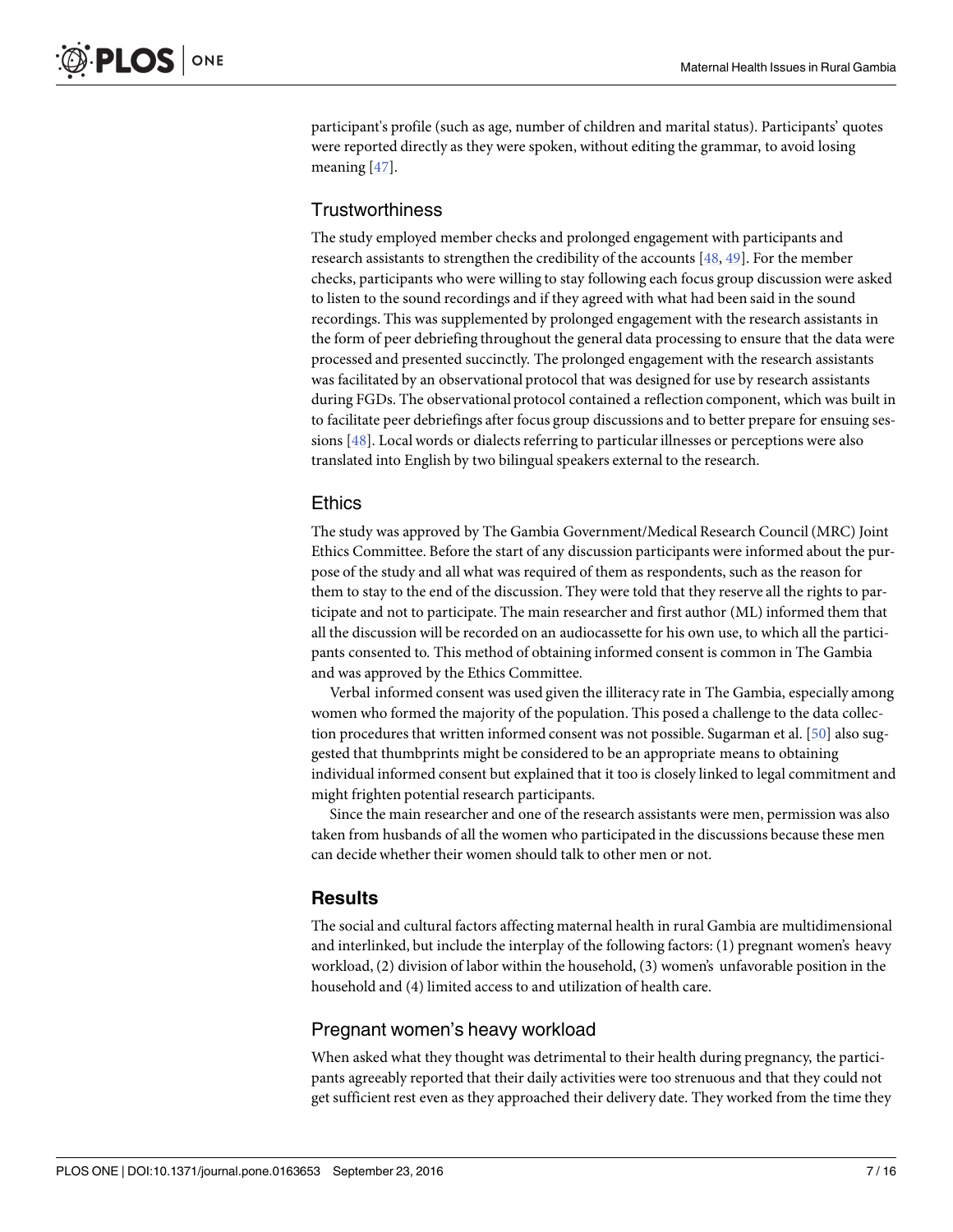participant's profile (such as age, number of children and marital status). Participants' quotes were reported directly as they were spoken, without editing the grammar, to avoid losing meaning [47].

## Trustworthiness

The study employed member checks and prolonged engagement with participants and research assistants to strengthen the credibility of the accounts [48, 49]. For the member checks, participants who were willing to stay following each focus group discussion were asked to listen to the sound recordings and if they agreed with what had been said in the sound recordings. This was supplemented by prolonged engagement with the research assistants in the form of peer debriefing throughout the general data processing to ensure that the data were processed and presented succinctly. The prolonged engagement with the research assistants was facilitated by an observational protocol that was designed for use by research assistants during FGDs. The observational protocol contained a reflection component, which was built in to facilitate peer debriefings after focus group discussions and to better prepare for ensuing sessions [48]. Local words or dialects referring to particular illnesses or perceptions were also translated into English by two bilingual speakers external to the research.

## Ethics

The study was approved by The Gambia Government/Medical Research Council (MRC) Joint Ethics Committee. Before the start of any discussion participants were informed about the purpose of the study and all what was required of them as respondents, such as the reason for them to stay to the end of the discussion. They were told that they reserve all the rights to participate and not to participate. The main researcher and first author (ML) informed them that all the discussion will be recorded on an audiocassette for his own use, to which all the participants consented to. This method of obtaining informed consent is common in The Gambia and was approved by the Ethics Committee.

Verbal informed consent was used given the illiteracy rate in The Gambia, especially among women who formed the majority of the population. This posed a challenge to the data collection procedures that written informed consent was not possible. Sugarman et al. [50] also suggested that thumbprints might be considered to be an appropriate means to obtaining individual informed consent but explained that it too is closely linked to legal commitment and might frighten potential research participants.

Since the main researcher and one of the research assistants were men, permission was also taken from husbands of all the women who participated in the discussions because these men can decide whether their women should talk to other men or not.

# Results

The social and cultural factors affecting maternal health in rural Gambia are multidimensional and interlinked, but include the interplay of the following factors: (1) pregnant women's heavy workload, (2) division of labor within the household, (3) women's unfavorable position in the household and (4) limited access to and utilization of health care.

## Pregnant women's heavy workload

When asked what they thought was detrimental to their health during pregnancy, the participants agreeably reported that their daily activities were too strenuous and that they could not get sufficient rest even as they approached their delivery date. They worked from the time they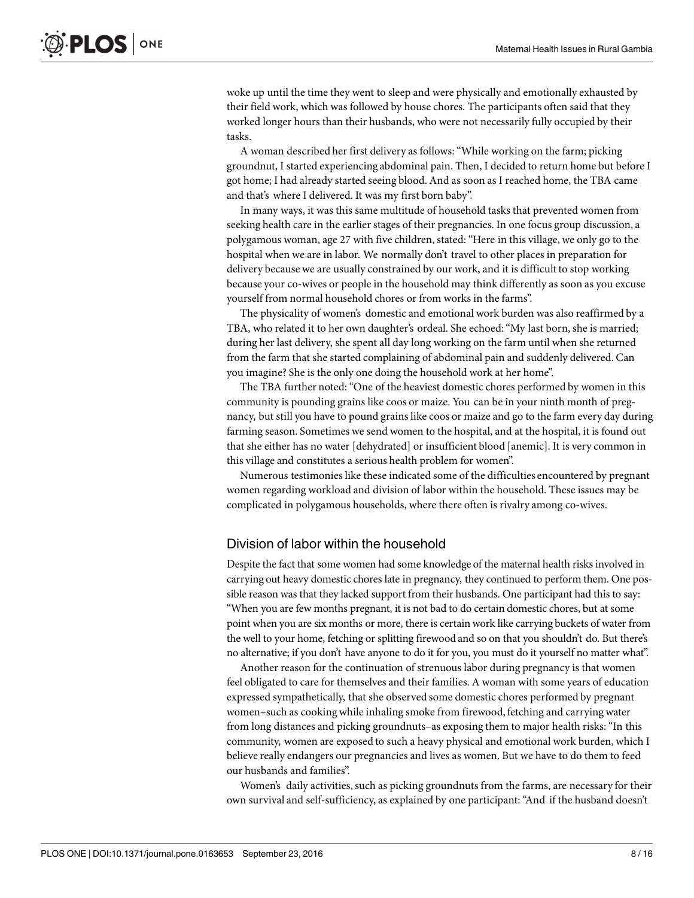woke up until the time they went to sleep and were physically and emotionally exhausted by their field work, which was followed by house chores. The participants often said that they worked longer hours than their husbands, who were not necessarily fully occupied by their tasks.

A woman described her first delivery as follows: "While working on the farm; picking groundnut, I started experiencing abdominal pain. Then, I decided to return home but before I got home; I had already started seeing blood. And as soon as I reached home, the TBA came and that's where I delivered. It was my first born baby".

In many ways, it was this same multitude of household tasks that prevented women from seeking health care in the earlier stages of their pregnancies. In one focus group discussion, a polygamous woman, age 27 with five children, stated: "Here in this village, we only go to the hospital when we are in labor. We normally don't travel to other places in preparation for delivery because we are usually constrained by our work, and it is difficult to stop working because your co-wives or people in the household may think differently as soon as you excuse yourself from normal household chores or from works in the farms".

The physicality of women's domestic and emotional work burden was also reaffirmed by a TBA, who related it to her own daughter's ordeal. She echoed: "My last born, she is married; during her last delivery, she spent all day long working on the farm until when she returned from the farm that she started complaining of abdominal pain and suddenly delivered. Can you imagine? She is the only one doing the household work at her home".

The TBA further noted: "One of the heaviest domestic chores performed by women in this community is pounding grains like coos or maize. You can be in your ninth month of pregnancy, but still you have to pound grains like coos or maize and go to the farm every day during farming season. Sometimes we send women to the hospital, and at the hospital, it is found out that she either has no water [dehydrated] or insufficient blood [anemic]. It is very common in this village and constitutes a serious health problem for women".

Numerous testimonies like these indicated some of the difficulties encountered by pregnant women regarding workload and division of labor within the household. These issues may be complicated in polygamous households, where there often is rivalry among co-wives.

## Division of labor within the household

Despite the fact that some women had some knowledge of the maternal health risks involved in carrying out heavy domestic chores late in pregnancy, they continued to perform them. One possible reason was that they lacked support from their husbands. One participant had this to say: "When you are few months pregnant, it is not bad to do certain domestic chores, but at some point when you are six months or more, there is certain work like carrying buckets of water from the well to your home, fetching or splitting firewood and so on that you shouldn't do. But there's no alternative; if you don't have anyone to do it for you, you must do it yourself no matter what".

Another reason for the continuation of strenuous labor during pregnancy is that women feel obligated to care for themselves and their families. A woman with some years of education expressed sympathetically, that she observed some domestic chores performed by pregnant women–such as cooking while inhaling smoke from firewood, fetching and carrying water from long distances and picking groundnuts–as exposing them to major health risks: "In this community, women are exposed to such a heavy physical and emotional work burden, which I believe really endangers our pregnancies and lives as women. But we have to do them to feed our husbands and families".

Women's daily activities, such as picking groundnuts from the farms, are necessary for their own survival and self-sufficiency, as explained by one participant: "And if the husband doesn't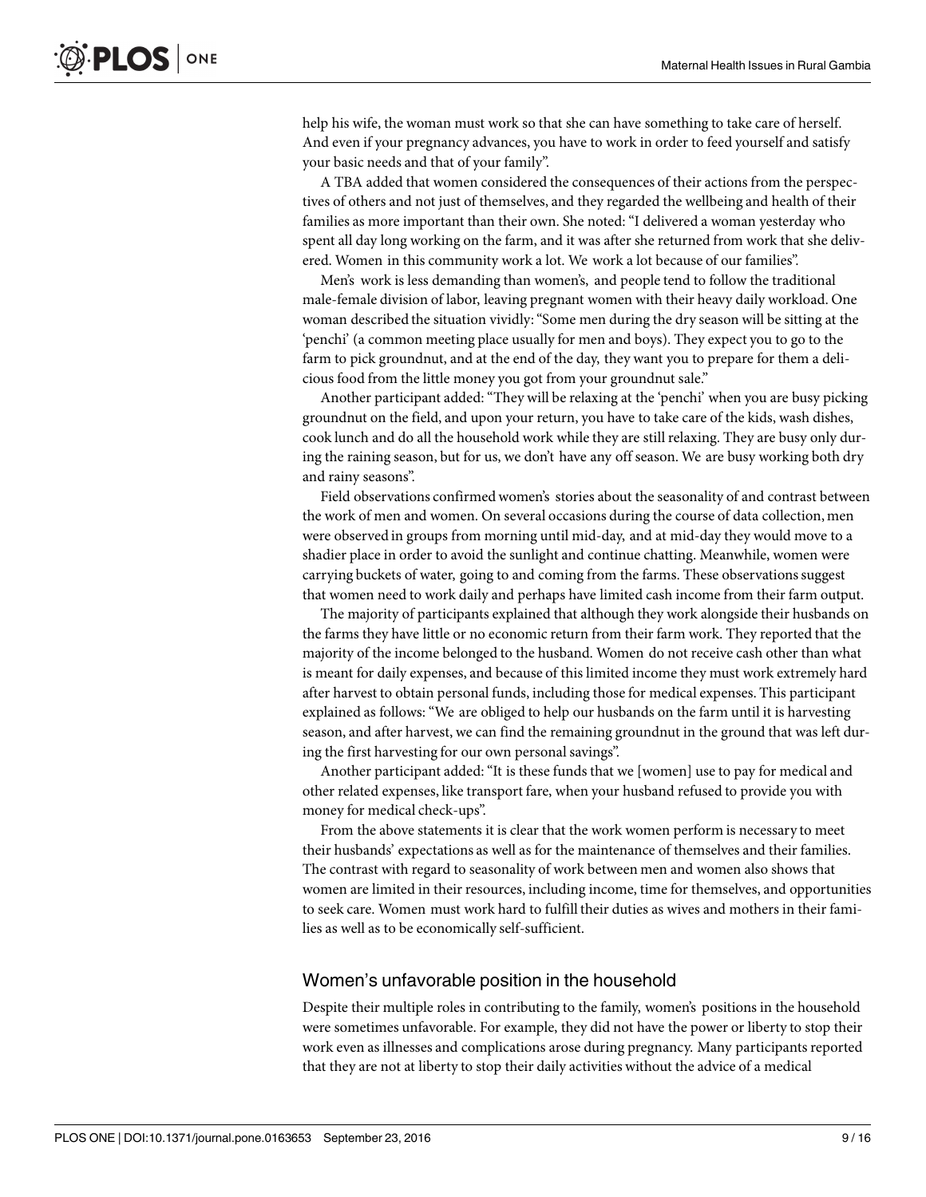help his wife, the woman must work so that she can have something to take care of herself. And even if your pregnancy advances, you have to work in order to feed yourself and satisfy your basic needs and that of your family".

A TBA added that women considered the consequences of their actions from the perspectives of others and not just of themselves, and they regarded the wellbeing and health of their families as more important than their own. She noted: "I delivered a woman yesterday who spent all day long working on the farm, and it was after she returned from work that she delivered. Women in this community work a lot. We work a lot because of our families".

Men's work is less demanding than women's, and people tend to follow the traditional male-female division of labor, leaving pregnant women with their heavy daily workload. One woman described the situation vividly: "Some men during the dry season will be sitting at the 'penchi' (a common meeting place usually for men and boys). They expect you to go to the farm to pick groundnut, and at the end of the day, they want you to prepare for them a delicious food from the little money you got from your groundnut sale."

Another participant added: "They will be relaxing at the 'penchi' when you are busy picking groundnut on the field, and upon your return, you have to take care of the kids, wash dishes, cook lunch and do all the household work while they are still relaxing. They are busy only during the raining season, but for us, we don't have any off season. We are busy working both dry and rainy seasons".

Field observations confirmed women's stories about the seasonality of and contrast between the work of men and women. On several occasions during the course of data collection, men were observed in groups from morning until mid-day, and at mid-day they would move to a shadier place in order to avoid the sunlight and continue chatting. Meanwhile, women were carrying buckets of water, going to and coming from the farms. These observations suggest that women need to work daily and perhaps have limited cash income from their farm output.

The majority of participants explained that although they work alongside their husbands on the farms they have little or no economic return from their farm work. They reported that the majority of the income belonged to the husband. Women do not receive cash other than what is meant for daily expenses, and because of this limited income they must work extremely hard after harvest to obtain personal funds, including those for medical expenses. This participant explained as follows: "We are obliged to help our husbands on the farm until it is harvesting season, and after harvest, we can find the remaining groundnut in the ground that was left during the first harvesting for our own personal savings".

Another participant added: "It is these funds that we [women] use to pay for medical and other related expenses, like transport fare, when your husband refused to provide you with money for medical check-ups".

From the above statements it is clear that the work women perform is necessary to meet their husbands' expectations as well as for the maintenance of themselves and their families. The contrast with regard to seasonality of work between men and women also shows that women are limited in their resources, including income, time for themselves, and opportunities to seek care. Women must work hard to fulfill their duties as wives and mothers in their families as well as to be economically self-sufficient.

## Women's unfavorable position in the household

Despite their multiple roles in contributing to the family, women's positions in the household were sometimes unfavorable. For example, they did not have the power or liberty to stop their work even as illnesses and complications arose during pregnancy. Many participants reported that they are not at liberty to stop their daily activities without the advice of a medical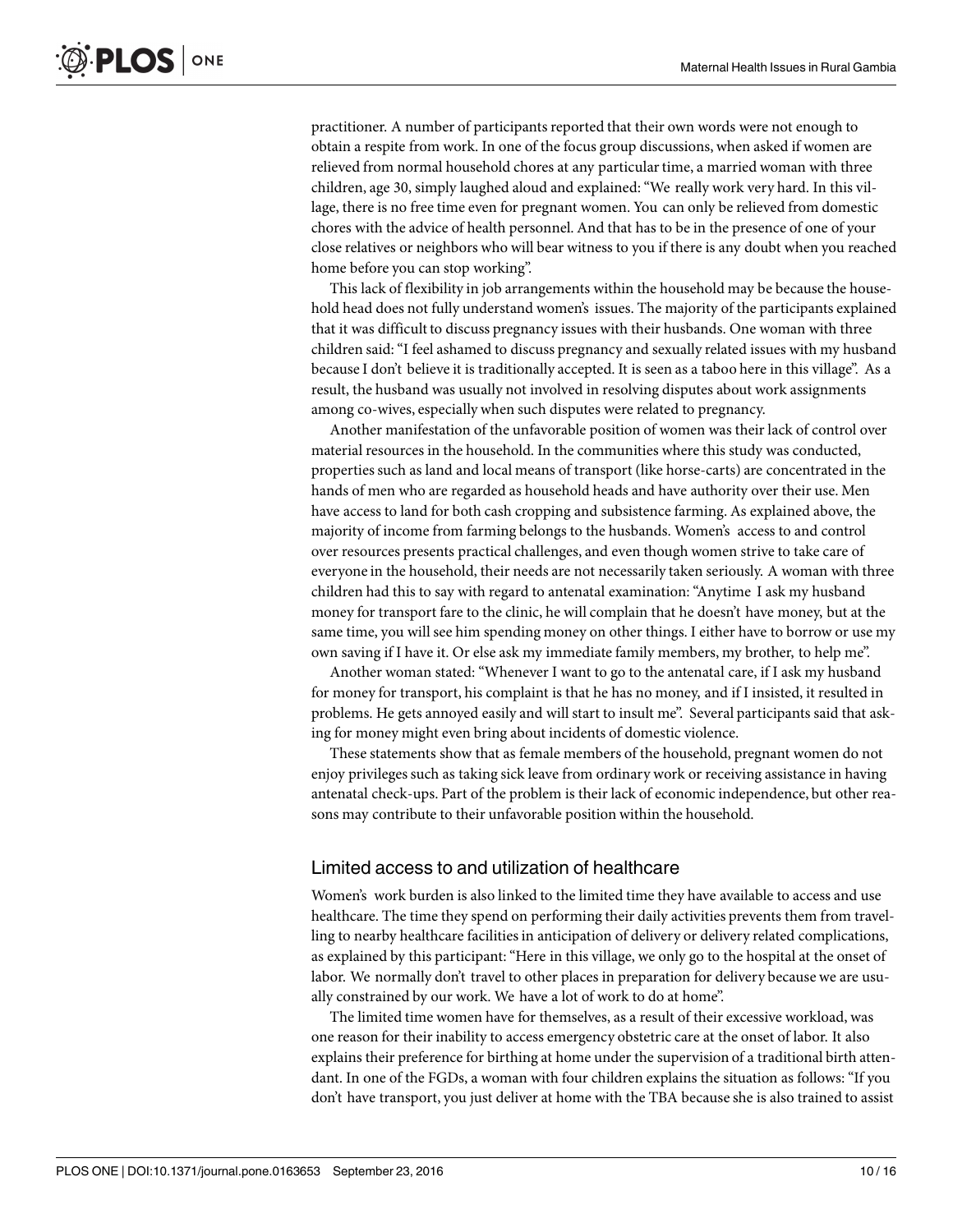practitioner. A number of participants reported that their own words were not enough to obtain a respite from work. In one of the focus group discussions, when asked if women are relieved from normal household chores at any particular time, a married woman with three children, age 30, simply laughed aloud and explained: "We really work very hard. In this village, there is no free time even for pregnant women. You can only be relieved from domestic chores with the advice of health personnel. And that has to be in the presence of one of your close relatives or neighbors who will bear witness to you if there is any doubt when you reached home before you can stop working".

This lack of flexibility in job arrangements within the household may be because the household head does not fully understand women's issues. The majority of the participants explained that it was difficult to discuss pregnancy issues with their husbands. One woman with three children said: "I feel ashamed to discuss pregnancy and sexually related issues with my husband because I don't believe it is traditionally accepted. It is seen as a taboo here in this village". As a result, the husband was usually not involved in resolving disputes about work assignments among co-wives, especially when such disputes were related to pregnancy.

Another manifestation of the unfavorable position of women was their lack of control over material resources in the household. In the communities where this study was conducted, properties such as land and local means of transport (like horse-carts) are concentrated in the hands of men who are regarded as household heads and have authority over their use. Men have access to land for both cash cropping and subsistence farming. As explained above, the majority of income from farming belongs to the husbands. Women's access to and control over resources presents practical challenges, and even though women strive to take care of everyone in the household, their needs are not necessarily taken seriously. A woman with three children had this to say with regard to antenatal examination: "Anytime I ask my husband money for transport fare to the clinic, he will complain that he doesn't have money, but at the same time, you will see him spending money on other things. I either have to borrow or use my own saving if I have it. Or else ask my immediate family members, my brother, to help me".

Another woman stated: "Whenever I want to go to the antenatal care, if I ask my husband for money for transport, his complaint is that he has no money, and if I insisted, it resulted in problems. He gets annoyed easily and will start to insult me". Several participants said that asking for money might even bring about incidents of domestic violence.

These statements show that as female members of the household, pregnant women do not enjoy privileges such as taking sick leave from ordinary work or receiving assistance in having antenatal check-ups. Part of the problem is their lack of economic independence, but other reasons may contribute to their unfavorable position within the household.

## Limited access to and utilization of healthcare

Women's work burden is also linked to the limited time they have available to access and use healthcare. The time they spend on performing their daily activities prevents them from travelling to nearby healthcare facilities in anticipation of delivery or delivery related complications, as explained by this participant: "Here in this village, we only go to the hospital at the onset of labor. We normally don't travel to other places in preparation for delivery because we are usually constrained by our work. We have a lot of work to do at home".

The limited time women have for themselves, as a result of their excessive workload, was one reason for their inability to access emergency obstetric care at the onset of labor. It also explains their preference for birthing at home under the supervision of a traditional birth attendant. In one of the FGDs, a woman with four children explains the situation as follows: "If you don't have transport, you just deliver at home with the TBA because she is also trained to assist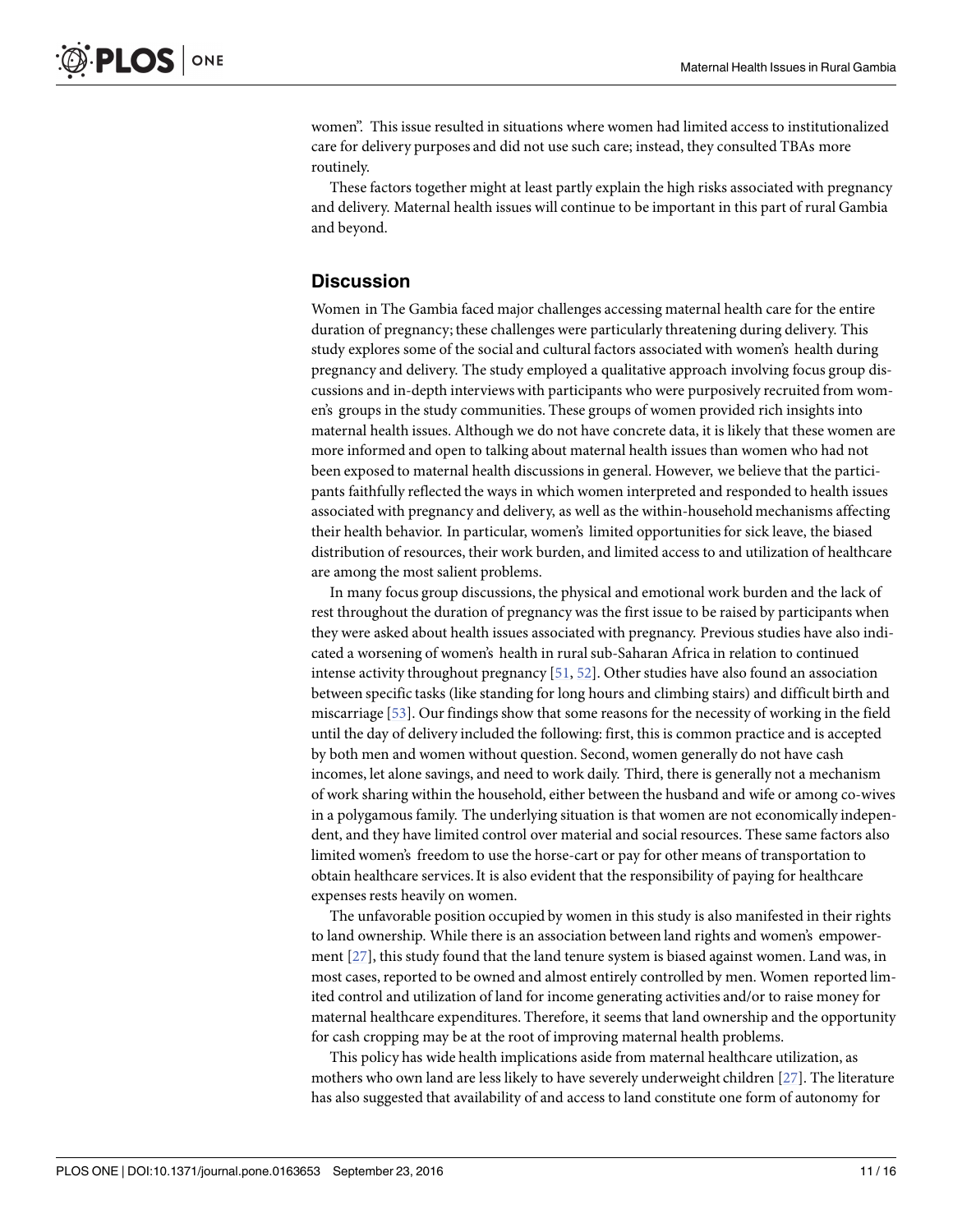women". This issue resulted in situations where women had limited access to institutionalized care for delivery purposes and did not use such care; instead, they consulted TBAs more routinely.

These factors together might at least partly explain the high risks associated with pregnancy and delivery. Maternal health issues will continue to be important in this part of rural Gambia and beyond.

## Discussion

Women in The Gambia faced major challenges accessing maternal health care for the entire duration of pregnancy; these challenges were particularly threatening during delivery. This study explores some of the social and cultural factors associated with women's health during pregnancy and delivery. The study employed a qualitative approach involving focus group discussions and in-depth interviews with participants who were purposively recruited from women's groups in the study communities. These groups of women provided rich insights into maternal health issues. Although we do not have concrete data, it is likely that these women are more informed and open to talking about maternal health issues than women who had not been exposed to maternal health discussions in general. However, we believe that the participants faithfully reflected the ways in which women interpreted and responded to health issues associated with pregnancy and delivery, as well as the within-household mechanisms affecting their health behavior. In particular, women's limited opportunities for sick leave, the biased distribution of resources, their work burden, and limited access to and utilization of healthcare are among the most salient problems.

In many focus group discussions, the physical and emotional work burden and the lack of rest throughout the duration of pregnancy was the first issue to be raised by participants when they were asked about health issues associated with pregnancy. Previous studies have also indicated a worsening of women's health in rural sub-Saharan Africa in relation to continued intense activity throughout pregnancy [51, 52]. Other studies have also found an association between specific tasks (like standing for long hours and climbing stairs) and difficult birth and miscarriage [53]. Our findings show that some reasons for the necessity of working in the field until the day of delivery included the following: first, this is common practice and is accepted by both men and women without question. Second, women generally do not have cash incomes, let alone savings, and need to work daily. Third, there is generally not a mechanism of work sharing within the household, either between the husband and wife or among co-wives in a polygamous family. The underlying situation is that women are not economically independent, and they have limited control over material and social resources. These same factors also limited women's freedom to use the horse-cart or pay for other means of transportation to obtain healthcare services. It is also evident that the responsibility of paying for healthcare expenses rests heavily on women.

The unfavorable position occupied by women in this study is also manifested in their rights to land ownership. While there is an association between land rights and women's empowerment [27], this study found that the land tenure system is biased against women. Land was, in most cases, reported to be owned and almost entirely controlled by men. Women reported limited control and utilization of land for income generating activities and/or to raise money for maternal healthcare expenditures. Therefore, it seems that land ownership and the opportunity for cash cropping may be at the root of improving maternal health problems.

This policy has wide health implications aside from maternal healthcare utilization, as mothers who own land are less likely to have severely underweight children [27]. The literature has also suggested that availability of and access to land constitute one form of autonomy for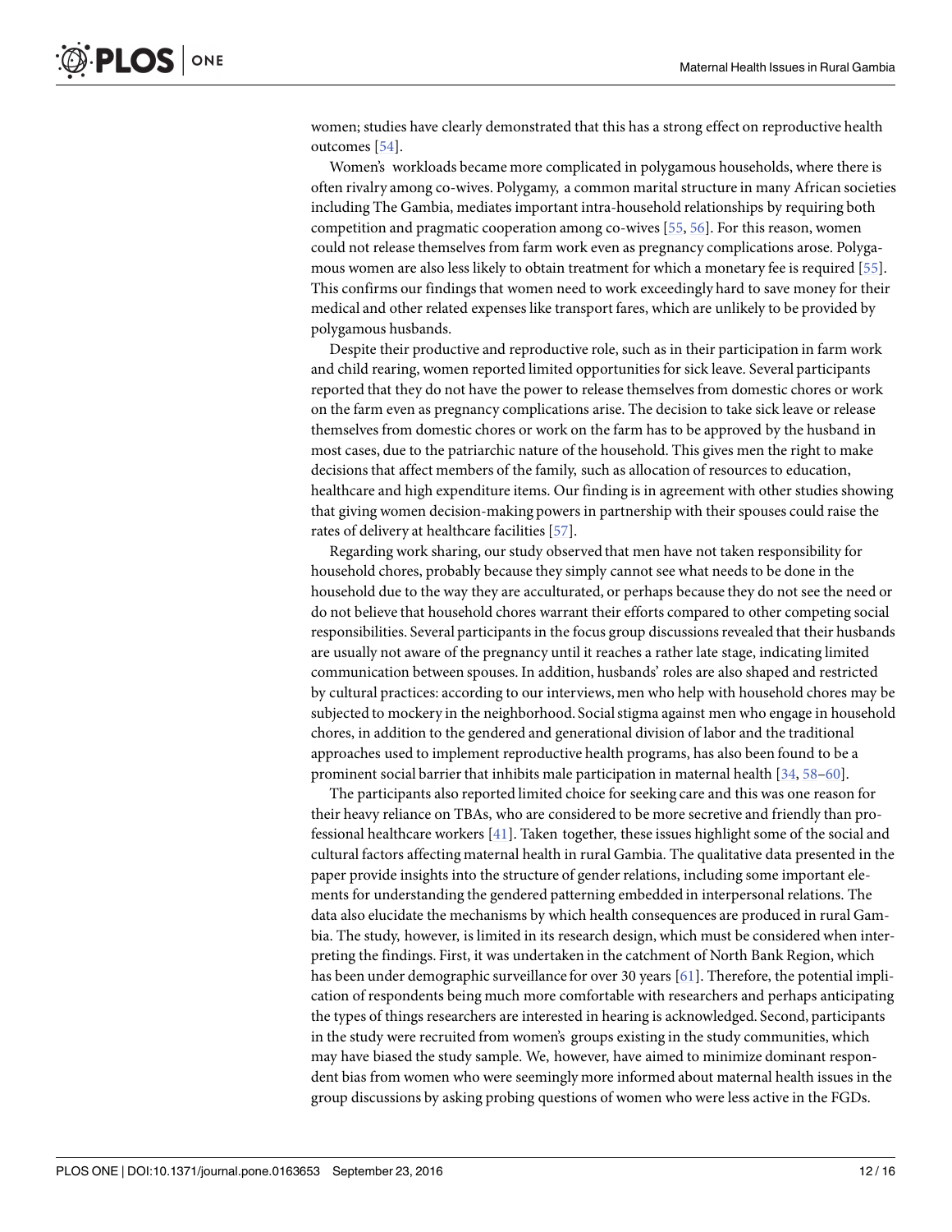women; studies have clearly demonstrated that this has a strong effect on reproductive health outcomes [54].

Women's workloads became more complicated in polygamous households, where there is often rivalry among co-wives. Polygamy, a common marital structure in many African societies including The Gambia, mediates important intra-household relationships by requiring both competition and pragmatic cooperation among co-wives [55, 56]. For this reason, women could not release themselves from farm work even as pregnancy complications arose. Polygamous women are also less likely to obtain treatment for which a monetary fee is required [55]. This confirms our findings that women need to work exceedingly hard to save money for their medical and other related expenses like transport fares, which are unlikely to be provided by polygamous husbands.

Despite their productive and reproductive role, such as in their participation in farm work and child rearing, women reported limited opportunities for sick leave. Several participants reported that they do not have the power to release themselves from domestic chores or work on the farm even as pregnancy complications arise. The decision to take sick leave or release themselves from domestic chores or work on the farm has to be approved by the husband in most cases, due to the patriarchic nature of the household. This gives men the right to make decisions that affect members of the family, such as allocation of resources to education, healthcare and high expenditure items. Our finding is in agreement with other studies showing that giving women decision-making powers in partnership with their spouses could raise the rates of delivery at healthcare facilities [57].

Regarding work sharing, our study observed that men have not taken responsibility for household chores, probably because they simply cannot see what needs to be done in the household due to the way they are acculturated, or perhaps because they do not see the need or do not believe that household chores warrant their efforts compared to other competing social responsibilities. Several participants in the focus group discussions revealed that their husbands are usually not aware of the pregnancy until it reaches a rather late stage, indicating limited communication between spouses. In addition, husbands' roles are also shaped and restricted by cultural practices: according to our interviews, men who help with household chores may be subjected to mockery in the neighborhood. Social stigma against men who engage in household chores, in addition to the gendered and generational division of labor and the traditional approaches used to implement reproductive health programs, has also been found to be a prominent social barrier that inhibits male participation in maternal health [34, 58–60].

The participants also reported limited choice for seeking care and this was one reason for their heavy reliance on TBAs, who are considered to be more secretive and friendly than professional healthcare workers [41]. Taken together, these issues highlight some of the social and cultural factors affecting maternal health in rural Gambia. The qualitative data presented in the paper provide insights into the structure of gender relations, including some important elements for understanding the gendered patterning embedded in interpersonal relations. The data also elucidate the mechanisms by which health consequences are produced in rural Gambia. The study, however, is limited in its research design, which must be considered when interpreting the findings. First, it was undertaken in the catchment of North Bank Region, which has been under demographic surveillance for over 30 years [61]. Therefore, the potential implication of respondents being much more comfortable with researchers and perhaps anticipating the types of things researchers are interested in hearing is acknowledged. Second, participants in the study were recruited from women's groups existing in the study communities, which may have biased the study sample. We, however, have aimed to minimize dominant respondent bias from women who were seemingly more informed about maternal health issues in the group discussions by asking probing questions of women who were less active in the FGDs.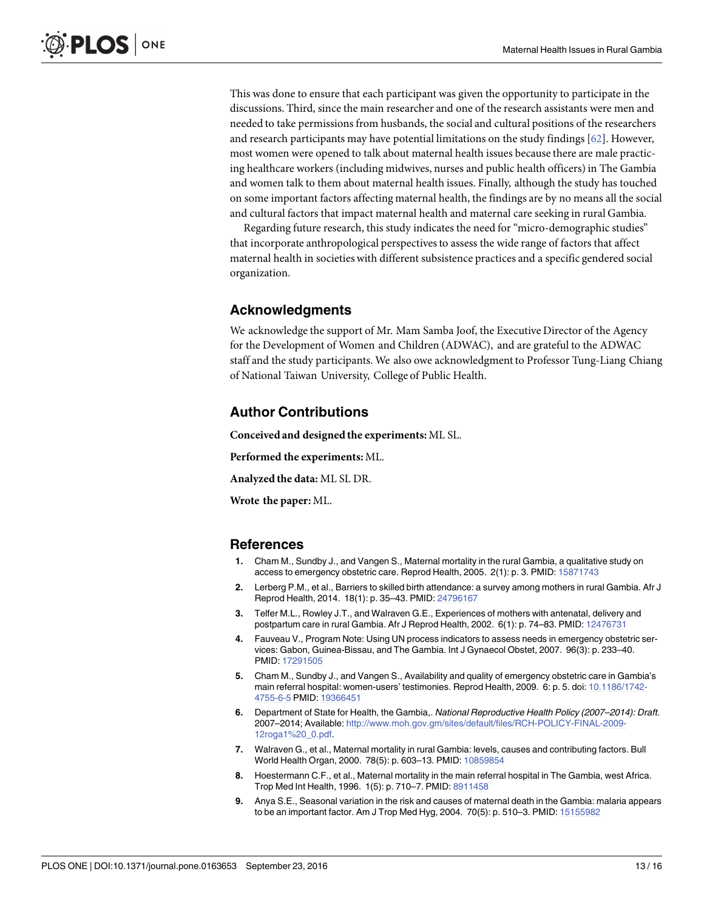This was done to ensure that each participant was given the opportunity to participate in the discussions. Third, since the main researcher and one of the research assistants were men and needed to take permissions from husbands, the social and cultural positions of the researchers and research participants may have potential limitations on the study findings [62]. However, most women were opened to talk about maternal health issues because there are male practicing healthcare workers (including midwives, nurses and public health officers) in The Gambia and women talk to them about maternal health issues. Finally, although the study has touched on some important factors affecting maternal health, the findings are by no means all the social and cultural factors that impact maternal health and maternal care seeking in rural Gambia.

Regarding future research, this study indicates the need for "micro-demographic studies" that incorporate anthropological perspectives to assess the wide range of factors that affect maternal health in societies with different subsistence practices and a specific gendered social organization.

## Acknowledgments

We acknowledge the support of Mr. Mam Samba Joof, the Executive Director of the Agency for the Development of Women and Children (ADWAC), and are grateful to the ADWAC staff and the study participants. We also owe acknowledgment to Professor Tung-Liang Chiang of National Taiwan University, College of Public Health.

## Author Contributions

**Conceived and designed the experiments:** ML SL.

**Performed the experiments:** ML.

**Analyzed the data:** ML SL DR.

**Wrote the paper:** ML.

## References

1. Cham M., Sundby J., and Vangen S., Maternal mortality in the rural Gambia, a qualitative study on access to emergency obstetric care. Reprod Health, 2005. 2(1): p. 3. PMID: 15871743
2. Lerberg P.M., et al., Barriers to skilled birth attendance: a survey among mothers in rural Gambia. Afr J Reprod Health, 2014. 18(1): p. 35–43. PMID: 24796167
3. Telfer M.L., Rowley J.T., and Walraven G.E., Experiences of mothers with antenatal, delivery and postpartum care in rural Gambia. Afr J Reprod Health, 2002. 6(1): p. 74–83. PMID: 12476731
4. Fauveau V., Program Note: Using UN process indicators to assess needs in emergency obstetric services: Gabon, Guinea-Bissau, and The Gambia. Int J Gynaecol Obstet, 2007. 96(3): p. 233–40. PMID: 17291505
5. Cham M., Sundby J., and Vangen S., Availability and quality of emergency obstetric care in Gambia's main referral hospital: women-users' testimonies. Reprod Health, 2009. 6: p. 5. doi: 10.1186/1742-4755-6-5 PMID: 19366451
6. Department of State for Health, the Gambia,. *National Reproductive Health Policy (2007–2014): Draft*. 2007–2014; Available: http://www.moh.gov.gm/sites/default/files/RCH-POLICY-FINAL-2009-12roga1%20_0.pdf.
7. Walraven G., et al., Maternal mortality in rural Gambia: levels, causes and contributing factors. Bull World Health Organ, 2000. 78(5): p. 603–13. PMID: 10859854
8. Hoestermann C.F., et al., Maternal mortality in the main referral hospital in The Gambia, west Africa. Trop Med Int Health, 1996. 1(5): p. 710–7. PMID: 8911458
9. Anya S.E., Seasonal variation in the risk and causes of maternal death in the Gambia: malaria appears to be an important factor. Am J Trop Med Hyg, 2004. 70(5): p. 510–3. PMID: 15155982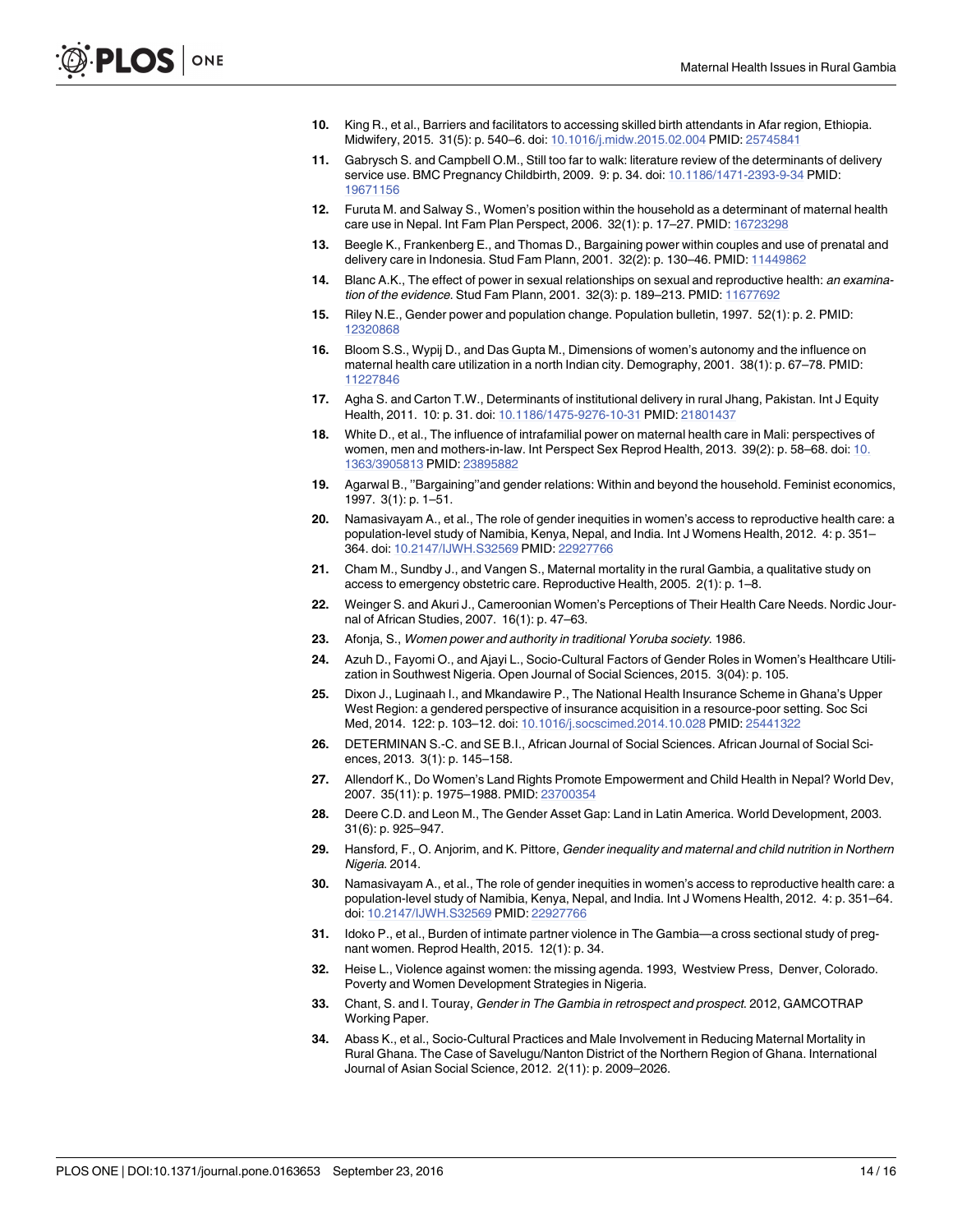10. King R., et al., Barriers and facilitators to accessing skilled birth attendants in Afar region, Ethiopia. Midwifery, 2015. 31(5): p. 540–6. doi: 10.1016/j.midw.2015.02.004 PMID: 25745841
11. Gabrysch S. and Campbell O.M., Still too far to walk: literature review of the determinants of delivery service use. BMC Pregnancy Childbirth, 2009. 9: p. 34. doi: 10.1186/1471-2393-9-34 PMID: 19671156
12. Furuta M. and Salway S., Women's position within the household as a determinant of maternal health care use in Nepal. Int Fam Plan Perspect, 2006. 32(1): p. 17–27. PMID: 16723298
13. Beegle K., Frankenberg E., and Thomas D., Bargaining power within couples and use of prenatal and delivery care in Indonesia. Stud Fam Plann, 2001. 32(2): p. 130–46. PMID: 11449862
14. Blanc A.K., The effect of power in sexual relationships on sexual and reproductive health: *an examination of the evidence*. Stud Fam Plann, 2001. 32(3): p. 189–213. PMID: 11677692
15. Riley N.E., Gender power and population change. Population bulletin, 1997. 52(1): p. 2. PMID: 12320868
16. Bloom S.S., Wypij D., and Das Gupta M., Dimensions of women's autonomy and the influence on maternal health care utilization in a north Indian city. Demography, 2001. 38(1): p. 67–78. PMID: 11227846
17. Agha S. and Carton T.W., Determinants of institutional delivery in rural Jhang, Pakistan. Int J Equity Health, 2011. 10: p. 31. doi: 10.1186/1475-9276-10-31 PMID: 21801437
18. White D., et al., The influence of intrafamilial power on maternal health care in Mali: perspectives of women, men and mothers-in-law. Int Perspect Sex Reprod Health, 2013. 39(2): p. 58–68. doi: 10.1363/3905813 PMID: 23895882
19. Agarwal B., "Bargaining"and gender relations: Within and beyond the household. Feminist economics, 1997. 3(1): p. 1–51.
20. Namasivayam A., et al., The role of gender inequities in women's access to reproductive health care: a population-level study of Namibia, Kenya, Nepal, and India. Int J Womens Health, 2012. 4: p. 351–364. doi: 10.2147/IJWH.S32569 PMID: 22927766
21. Cham M., Sundby J., and Vangen S., Maternal mortality in the rural Gambia, a qualitative study on access to emergency obstetric care. Reproductive Health, 2005. 2(1): p. 1–8.
22. Weinger S. and Akuri J., Cameroonian Women's Perceptions of Their Health Care Needs. Nordic Journal of African Studies, 2007. 16(1): p. 47–63.
23. Afonja, S., *Women power and authority in traditional Yoruba society*. 1986.
24. Azuh D., Fayomi O., and Ajayi L., Socio-Cultural Factors of Gender Roles in Women's Healthcare Utilization in Southwest Nigeria. Open Journal of Social Sciences, 2015. 3(04): p. 105.
25. Dixon J., Luginaah I., and Mkandawire P., The National Health Insurance Scheme in Ghana's Upper West Region: a gendered perspective of insurance acquisition in a resource-poor setting. Soc Sci Med, 2014. 122: p. 103–12. doi: 10.1016/j.socscimed.2014.10.028 PMID: 25441322
26. DETERMINAN S.-C. and SE B.I., African Journal of Social Sciences. African Journal of Social Sciences, 2013. 3(1): p. 145–158.
27. Allendorf K., Do Women's Land Rights Promote Empowerment and Child Health in Nepal? World Dev, 2007. 35(11): p. 1975–1988. PMID: 23700354
28. Deere C.D. and Leon M., The Gender Asset Gap: Land in Latin America. World Development, 2003. 31(6): p. 925–947.
29. Hansford, F., O. Anjorim, and K. Pittore, *Gender inequality and maternal and child nutrition in Northern Nigeria*. 2014.
30. Namasivayam A., et al., The role of gender inequities in women's access to reproductive health care: a population-level study of Namibia, Kenya, Nepal, and India. Int J Womens Health, 2012. 4: p. 351–64. doi: 10.2147/IJWH.S32569 PMID: 22927766
31. Idoko P., et al., Burden of intimate partner violence in The Gambia—a cross sectional study of pregnant women. Reprod Health, 2015. 12(1): p. 34.
32. Heise L., Violence against women: the missing agenda. 1993, Westview Press, Denver, Colorado. Poverty and Women Development Strategies in Nigeria.
33. Chant, S. and I. Touray, *Gender in The Gambia in retrospect and prospect*. 2012, GAMCOTRAP Working Paper.
34. Abass K., et al., Socio-Cultural Practices and Male Involvement in Reducing Maternal Mortality in Rural Ghana. The Case of Savelugu/Nanton District of the Northern Region of Ghana. International Journal of Asian Social Science, 2012. 2(11): p. 2009–2026.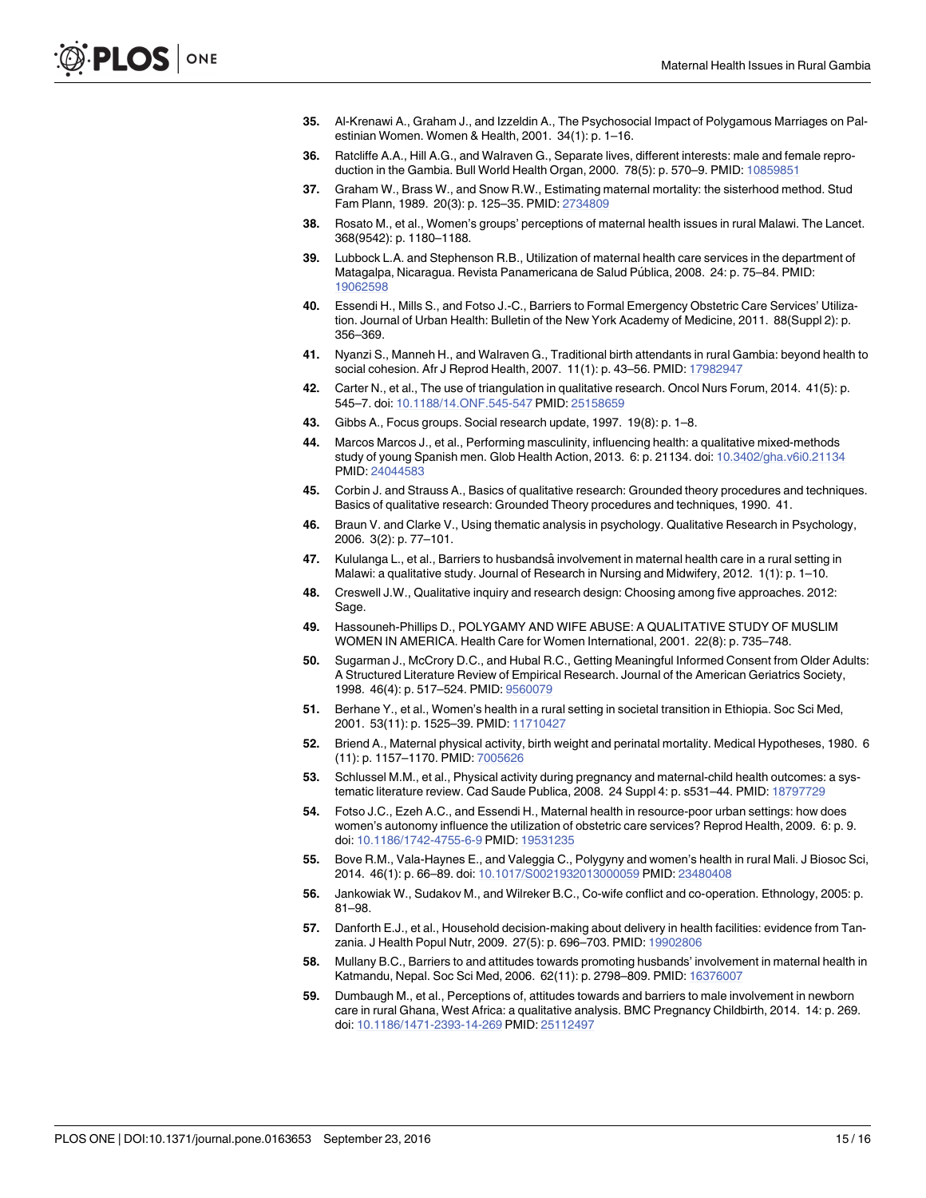35. Al-Krenawi A., Graham J., and Izzeldin A., The Psychosocial Impact of Polygamous Marriages on Palestinian Women. Women & Health, 2001. 34(1): p. 1–16.
36. Ratcliffe A.A., Hill A.G., and Walraven G., Separate lives, different interests: male and female reproduction in the Gambia. Bull World Health Organ, 2000. 78(5): p. 570–9. PMID: 10859851
37. Graham W., Brass W., and Snow R.W., Estimating maternal mortality: the sisterhood method. Stud Fam Plann, 1989. 20(3): p. 125–35. PMID: 2734809
38. Rosato M., et al., Women's groups' perceptions of maternal health issues in rural Malawi. The Lancet. 368(9542): p. 1180–1188.
39. Lubbock L.A. and Stephenson R.B., Utilization of maternal health care services in the department of Matagalpa, Nicaragua. Revista Panamericana de Salud Pública, 2008. 24: p. 75–84. PMID: 19062598
40. Essendi H., Mills S., and Fotso J.-C., Barriers to Formal Emergency Obstetric Care Services' Utilization. Journal of Urban Health: Bulletin of the New York Academy of Medicine, 2011. 88(Suppl 2): p. 356–369.
41. Nyanzi S., Manneh H., and Walraven G., Traditional birth attendants in rural Gambia: beyond health to social cohesion. Afr J Reprod Health, 2007. 11(1): p. 43–56. PMID: 17982947
42. Carter N., et al., The use of triangulation in qualitative research. Oncol Nurs Forum, 2014. 41(5): p. 545–7. doi: 10.1188/14.ONF.545-547 PMID: 25158659
43. Gibbs A., Focus groups. Social research update, 1997. 19(8): p. 1–8.
44. Marcos Marcos J., et al., Performing masculinity, influencing health: a qualitative mixed-methods study of young Spanish men. Glob Health Action, 2013. 6: p. 21134. doi: 10.3402/gha.v6i0.21134 PMID: 24044583
45. Corbin J. and Strauss A., Basics of qualitative research: Grounded theory procedures and techniques. Basics of qualitative research: Grounded Theory procedures and techniques, 1990. 41.
46. Braun V. and Clarke V., Using thematic analysis in psychology. Qualitative Research in Psychology, 2006. 3(2): p. 77–101.
47. Kululanga L., et al., Barriers to husbandsâ involvement in maternal health care in a rural setting in Malawi: a qualitative study. Journal of Research in Nursing and Midwifery, 2012. 1(1): p. 1–10.
48. Creswell J.W., Qualitative inquiry and research design: Choosing among five approaches. 2012: Sage.
49. Hassouneh-Phillips D., POLYGAMY AND WIFE ABUSE: A QUALITATIVE STUDY OF MUSLIM WOMEN IN AMERICA. Health Care for Women International, 2001. 22(8): p. 735–748.
50. Sugarman J., McCrory D.C., and Hubal R.C., Getting Meaningful Informed Consent from Older Adults: A Structured Literature Review of Empirical Research. Journal of the American Geriatrics Society, 1998. 46(4): p. 517–524. PMID: 9560079
51. Berhane Y., et al., Women's health in a rural setting in societal transition in Ethiopia. Soc Sci Med, 2001. 53(11): p. 1525–39. PMID: 11710427
52. Briend A., Maternal physical activity, birth weight and perinatal mortality. Medical Hypotheses, 1980. 6 (11): p. 1157–1170. PMID: 7005626
53. Schlussel M.M., et al., Physical activity during pregnancy and maternal-child health outcomes: a systematic literature review. Cad Saude Publica, 2008. 24 Suppl 4: p. s531–44. PMID: 18797729
54. Fotso J.C., Ezeh A.C., and Essendi H., Maternal health in resource-poor urban settings: how does women's autonomy influence the utilization of obstetric care services? Reprod Health, 2009. 6: p. 9. doi: 10.1186/1742-4755-6-9 PMID: 19531235
55. Bove R.M., Vala-Haynes E., and Valeggia C., Polygyny and women's health in rural Mali. J Biosoc Sci, 2014. 46(1): p. 66–89. doi: 10.1017/S0021932013000059 PMID: 23480408
56. Jankowiak W., Sudakov M., and Wilreker B.C., Co-wife conflict and co-operation. Ethnology, 2005: p. 81–98.
57. Danforth E.J., et al., Household decision-making about delivery in health facilities: evidence from Tanzania. J Health Popul Nutr, 2009. 27(5): p. 696–703. PMID: 19902806
58. Mullany B.C., Barriers to and attitudes towards promoting husbands' involvement in maternal health in Katmandu, Nepal. Soc Sci Med, 2006. 62(11): p. 2798–809. PMID: 16376007
59. Dumbaugh M., et al., Perceptions of, attitudes towards and barriers to male involvement in newborn care in rural Ghana, West Africa: a qualitative analysis. BMC Pregnancy Childbirth, 2014. 14: p. 269. doi: 10.1186/1471-2393-14-269 PMID: 25112497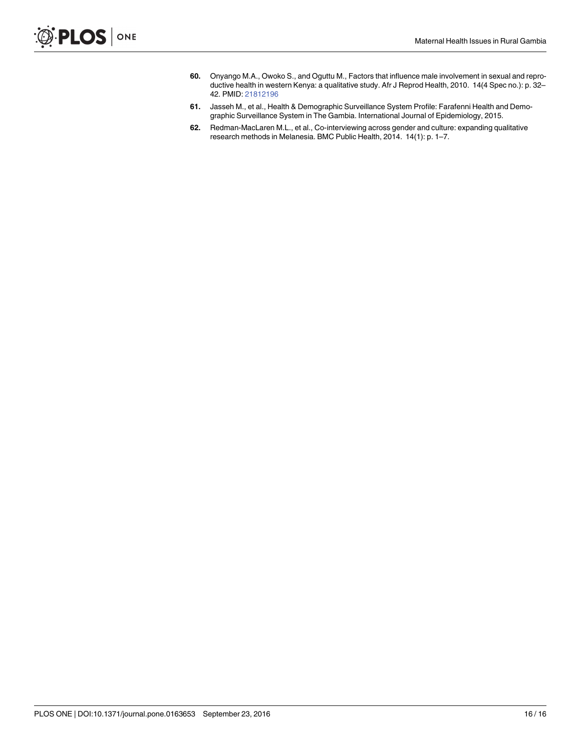60. Onyango M.A., Owoko S., and Oguttu M., Factors that influence male involvement in sexual and reproductive health in western Kenya: a qualitative study. Afr J Reprod Health, 2010. 14(4 Spec no.): p. 32–42. PMID: 21812196

61. Jasseh M., et al., Health & Demographic Surveillance System Profile: Farafenni Health and Demographic Surveillance System in The Gambia. International Journal of Epidemiology, 2015.

62. Redman-MacLaren M.L., et al., Co-interviewing across gender and culture: expanding qualitative research methods in Melanesia. BMC Public Health, 2014. 14(1): p. 1–7.